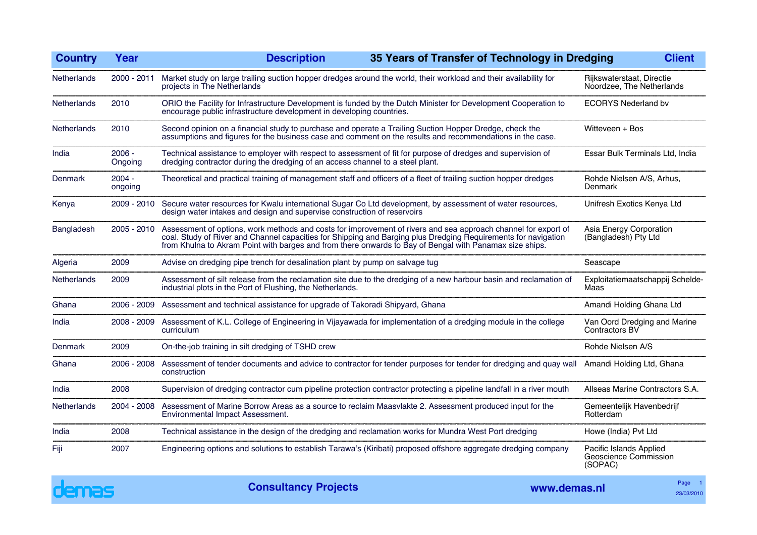# 35 Years of Transfer of Technology in Dredging

| Country | Year | Description | Client |
|---|---|---|---|
| Netherlands | 2000 - 2011 | Market study on large trailing suction hopper dredges around the world, their workload and their availability for projects in The Netherlands | Rijkswaterstaat, Directie Noordzee, The Netherlands |
| Netherlands | 2010 | ORIO the Facility for Infrastructure Development is funded by the Dutch Minister for Development Cooperation to encourage public infrastructure development in developing countries. | ECORYS Nederland bv |
| Netherlands | 2010 | Second opinion on a financial study to purchase and operate a Trailing Suction Hopper Dredge, check the assumptions and figures for the business case and comment on the results and recommendations in the case. | Witteveen + Bos |
| India | 2006 - Ongoing | Technical assistance to employer with respect to assessment of fit for purpose of dredges and supervision of dredging contractor during the dredging of an access channel to a steel plant. | Essar Bulk Terminals Ltd, India |
| Denmark | 2004 - ongoing | Theoretical and practical training of management staff and officers of a fleet of trailing suction hopper dredges | Rohde Nielsen A/S, Arhus, Denmark |
| Kenya | 2009 - 2010 | Secure water resources for Kwalu international Sugar Co Ltd development, by assessment of water resources, design water intakes and design and supervise construction of reservoirs | Unifresh Exotics Kenya Ltd |
| Bangladesh | 2005 - 2010 | Assessment of options, work methods and costs for improvement of rivers and sea approach channel for export of coal. Study of River and Channel capacities for Shipping and Barging plus Dredging Requirements for navigation from Khulna to Akram Point with barges and from there onwards to Bay of Bengal with Panamax size ships. | Asia Energy Corporation (Bangladesh) Pty Ltd |
| Algeria | 2009 | Advise on dredging pipe trench for desalination plant by pump on salvage tug | Seascape |
| Netherlands | 2009 | Assessment of silt release from the reclamation site due to the dredging of a new harbour basin and reclamation of industrial plots in the Port of Flushing, the Netherlands. | Exploitatiemaatschappij Schelde-Maas |
| Ghana | 2006 - 2009 | Assessment and technical assistance for upgrade of Takoradi Shipyard, Ghana | Amandi Holding Ghana Ltd |
| India | 2008 - 2009 | Assessment of K.L. College of Engineering in Vijayawada for implementation of a dredging module in the college curriculum | Van Oord Dredging and Marine Contractors BV |
| Denmark | 2009 | On-the-job training in silt dredging of TSHD crew | Rohde Nielsen A/S |
| Ghana | 2006 - 2008 | Assessment of tender documents and advice to contractor for tender purposes for tender for dredging and quay wall construction | Amandi Holding Ltd, Ghana |
| India | 2008 | Supervision of dredging contractor cum pipeline protection contractor protecting a pipeline landfall in a river mouth | Allseas Marine Contractors S.A. |
| Netherlands | 2004 - 2008 | Assessment of Marine Borrow Areas as a source to reclaim Maasvlakte 2. Assessment produced input for the Environmental Impact Assessment. | Gemeentelijk Havenbedrijf Rotterdam |
| India | 2008 | Technical assistance in the design of the dredging and reclamation works for Mundra West Port dredging | Howe (India) Pvt Ltd |
| Fiji | 2007 | Engineering options and solutions to establish Tarawa's (Kiribati) proposed offshore aggregate dredging company | Pacific Islands Applied Geoscience Commission (SOPAC) |

demas — Consultancy Projects — www.demas.nl

23/03/2010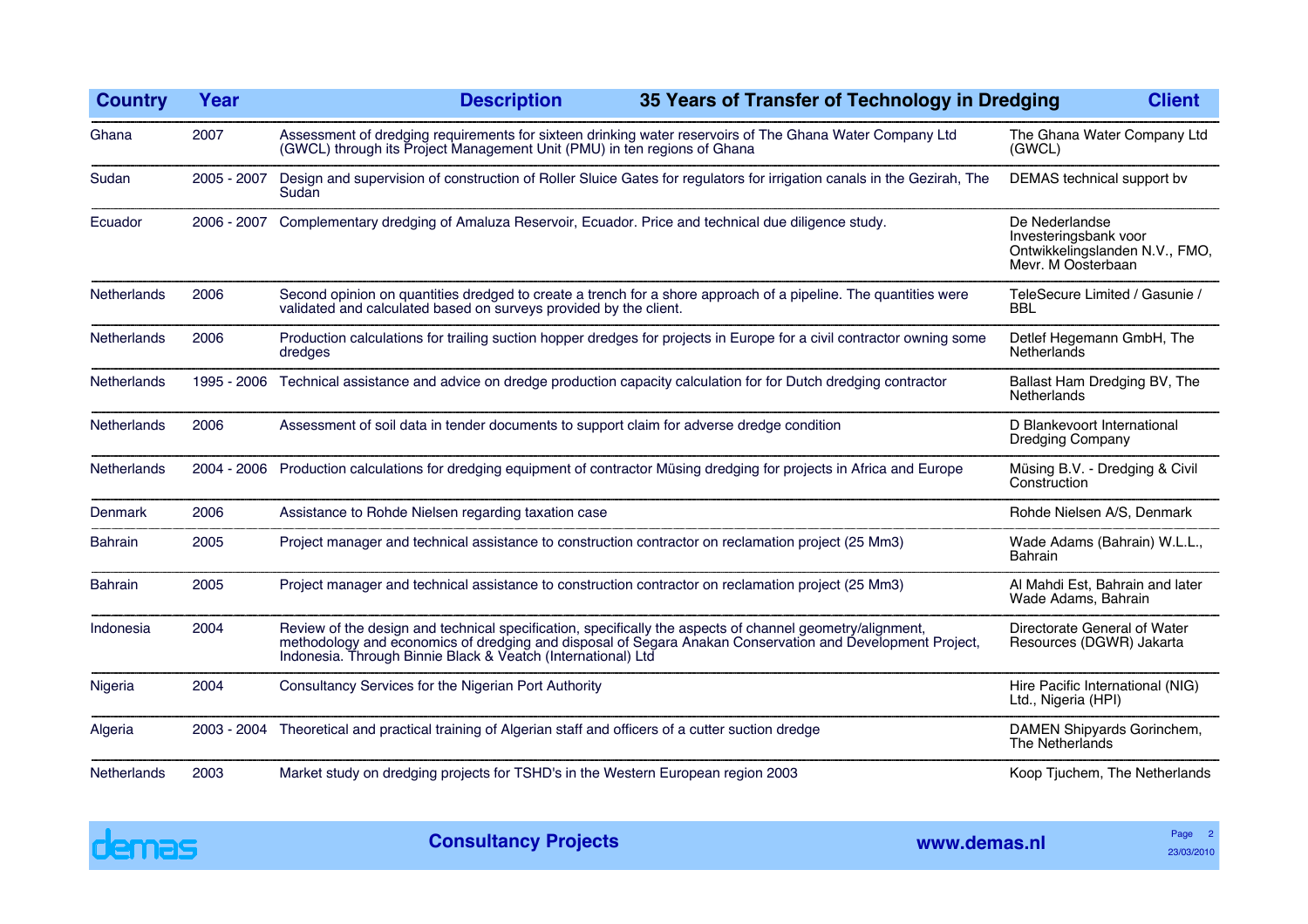| Country | Year | Description — 35 Years of Transfer of Technology in Dredging | Client |
|---|---|---|---|
| Ghana | 2007 | Assessment of dredging requirements for sixteen drinking water reservoirs of The Ghana Water Company Ltd (GWCL) through its Project Management Unit (PMU) in ten regions of Ghana | The Ghana Water Company Ltd (GWCL) |
| Sudan | 2005 - 2007 | Design and supervision of construction of Roller Sluice Gates for regulators for irrigation canals in the Gezirah, The Sudan | DEMAS technical support bv |
| Ecuador | 2006 - 2007 | Complementary dredging of Amaluza Reservoir, Ecuador. Price and technical due diligence study. | De Nederlandse Investeringsbank voor Ontwikkelingslanden N.V., FMO, Mevr. M Oosterbaan |
| Netherlands | 2006 | Second opinion on quantities dredged to create a trench for a shore approach of a pipeline. The quantities were validated and calculated based on surveys provided by the client. | TeleSecure Limited / Gasunie / BBL |
| Netherlands | 2006 | Production calculations for trailing suction hopper dredges for projects in Europe for a civil contractor owning some dredges | Detlef Hegemann GmbH, The Netherlands |
| Netherlands | 1995 - 2006 | Technical assistance and advice on dredge production capacity calculation for for Dutch dredging contractor | Ballast Ham Dredging BV, The Netherlands |
| Netherlands | 2006 | Assessment of soil data in tender documents to support claim for adverse dredge condition | D Blankevoort International Dredging Company |
| Netherlands | 2004 - 2006 | Production calculations for dredging equipment of contractor Müsing dredging for projects in Africa and Europe | Müsing B.V. - Dredging & Civil Construction |
| Denmark | 2006 | Assistance to Rohde Nielsen regarding taxation case | Rohde Nielsen A/S, Denmark |
| Bahrain | 2005 | Project manager and technical assistance to construction contractor on reclamation project (25 Mm3) | Wade Adams (Bahrain) W.L.L., Bahrain |
| Bahrain | 2005 | Project manager and technical assistance to construction contractor on reclamation project (25 Mm3) | Al Mahdi Est, Bahrain and later Wade Adams, Bahrain |
| Indonesia | 2004 | Review of the design and technical specification, specifically the aspects of channel geometry/alignment, methodology and economics of dredging and disposal of Segara Anakan Conservation and Development Project, Indonesia. Through Binnie Black & Veatch (International) Ltd | Directorate General of Water Resources (DGWR) Jakarta |
| Nigeria | 2004 | Consultancy Services for the Nigerian Port Authority | Hire Pacific International (NIG) Ltd., Nigeria (HPI) |
| Algeria | 2003 - 2004 | Theoretical and practical training of Algerian staff and officers of a cutter suction dredge | DAMEN Shipyards Gorinchem, The Netherlands |
| Netherlands | 2003 | Market study on dredging projects for TSHD's in the Western European region 2003 | Koop Tjuchem, The Netherlands |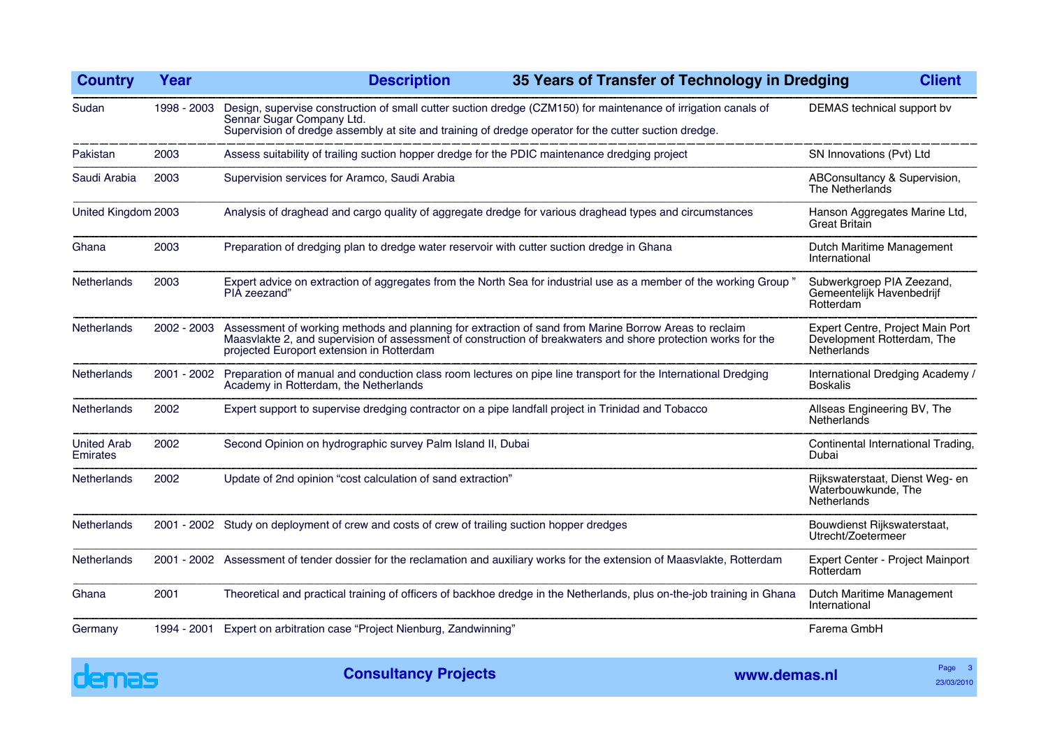| Country | Year | Description — 35 Years of Transfer of Technology in Dredging | Client |
|---|---|---|---|
| Sudan | 1998 - 2003 | Design, supervise construction of small cutter suction dredge (CZM150) for maintenance of irrigation canals of Sennar Sugar Company Ltd. Supervision of dredge assembly at site and training of dredge operator for the cutter suction dredge. | DEMAS technical support bv |
| Pakistan | 2003 | Assess suitability of trailing suction hopper dredge for the PDIC maintenance dredging project | SN Innovations (Pvt) Ltd |
| Saudi Arabia | 2003 | Supervision services for Aramco, Saudi Arabia | ABConsultancy & Supervision, The Netherlands |
| United Kingdom | 2003 | Analysis of draghead and cargo quality of aggregate dredge for various draghead types and circumstances | Hanson Aggregates Marine Ltd, Great Britain |
| Ghana | 2003 | Preparation of dredging plan to dredge water reservoir with cutter suction dredge in Ghana | Dutch Maritime Management International |
| Netherlands | 2003 | Expert advice on extraction of aggregates from the North Sea for industrial use as a member of the working Group " PIA zeezand" | Subwerkgroep PIA Zeezand, Gemeentelijk Havenbedrijf Rotterdam |
| Netherlands | 2002 - 2003 | Assessment of working methods and planning for extraction of sand from Marine Borrow Areas to reclaim Maasvlakte 2, and supervision of assessment of construction of breakwaters and shore protection works for the projected Europort extension in Rotterdam | Expert Centre, Project Main Port Development Rotterdam, The Netherlands |
| Netherlands | 2001 - 2002 | Preparation of manual and conduction class room lectures on pipe line transport for the International Dredging Academy in Rotterdam, the Netherlands | International Dredging Academy / Boskalis |
| Netherlands | 2002 | Expert support to supervise dredging contractor on a pipe landfall project in Trinidad and Tobacco | Allseas Engineering BV, The Netherlands |
| United Arab Emirates | 2002 | Second Opinion on hydrographic survey Palm Island II, Dubai | Continental International Trading, Dubai |
| Netherlands | 2002 | Update of 2nd opinion "cost calculation of sand extraction" | Rijkswaterstaat, Dienst Weg- en Waterbouwkunde, The Netherlands |
| Netherlands | 2001 - 2002 | Study on deployment of crew and costs of crew of trailing suction hopper dredges | Bouwdienst Rijkswaterstaat, Utrecht/Zoetermeer |
| Netherlands | 2001 - 2002 | Assessment of tender dossier for the reclamation and auxiliary works for the extension of Maasvlakte, Rotterdam | Expert Center - Project Mainport Rotterdam |
| Ghana | 2001 | Theoretical and practical training of officers of backhoe dredge in the Netherlands, plus on-the-job training in Ghana | Dutch Maritime Management International |
| Germany | 1994 - 2001 | Expert on arbitration case "Project Nienburg, Zandwinning" | Farema GmbH |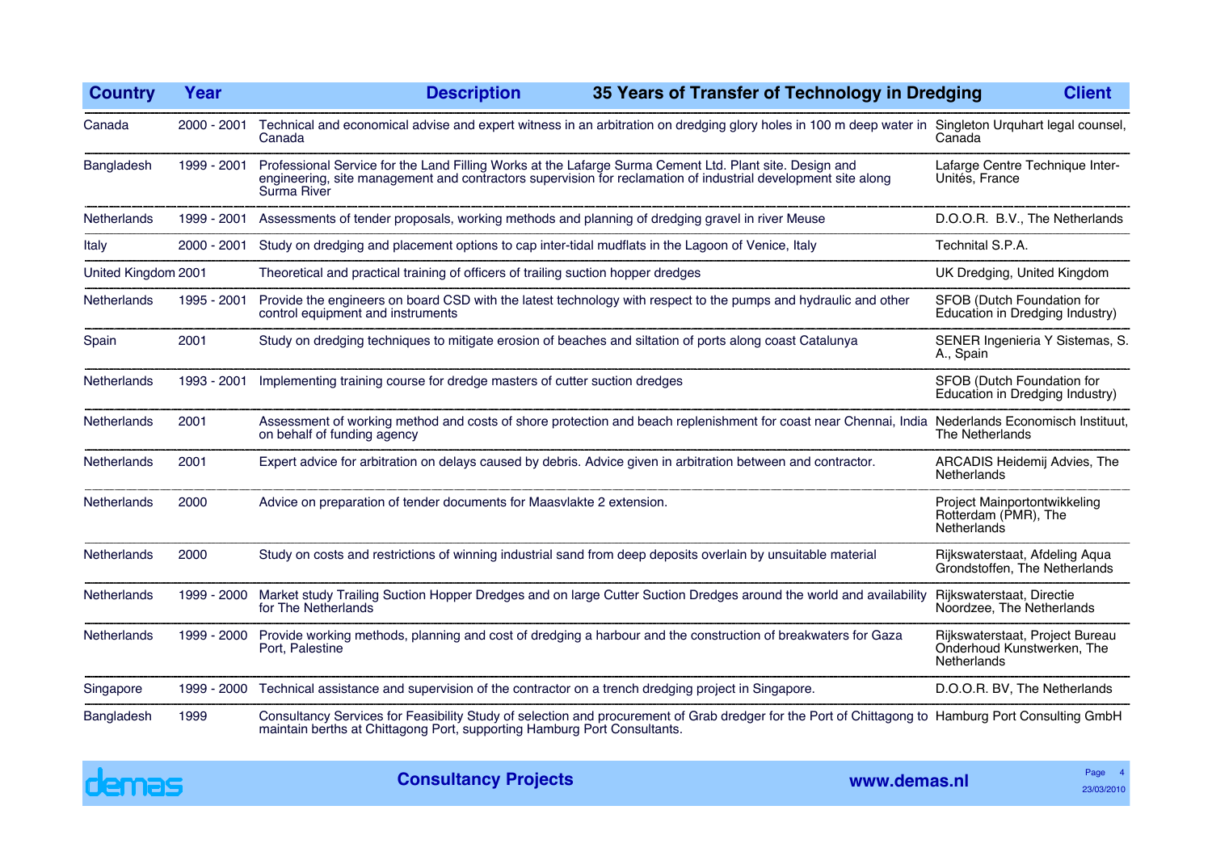| Country | Year | Description — 35 Years of Transfer of Technology in Dredging | Client |
|---|---|---|---|
| Canada | 2000 - 2001 | Technical and economical advise and expert witness in an arbitration on dredging glory holes in 100 m deep water in Canada | Singleton Urquhart legal counsel, Canada |
| Bangladesh | 1999 - 2001 | Professional Service for the Land Filling Works at the Lafarge Surma Cement Ltd. Plant site. Design and engineering, site management and contractors supervision for reclamation of industrial development site along Surma River | Lafarge Centre Technique Inter-Unités, France |
| Netherlands | 1999 - 2001 | Assessments of tender proposals, working methods and planning of dredging gravel in river Meuse | D.O.O.R. B.V., The Netherlands |
| Italy | 2000 - 2001 | Study on dredging and placement options to cap inter-tidal mudflats in the Lagoon of Venice, Italy | Technital S.P.A. |
| United Kingdom | 2001 | Theoretical and practical training of officers of trailing suction hopper dredges | UK Dredging, United Kingdom |
| Netherlands | 1995 - 2001 | Provide the engineers on board CSD with the latest technology with respect to the pumps and hydraulic and other control equipment and instruments | SFOB (Dutch Foundation for Education in Dredging Industry) |
| Spain | 2001 | Study on dredging techniques to mitigate erosion of beaches and siltation of ports along coast Catalunya | SENER Ingenieria Y Sistemas, S. A., Spain |
| Netherlands | 1993 - 2001 | Implementing training course for dredge masters of cutter suction dredges | SFOB (Dutch Foundation for Education in Dredging Industry) |
| Netherlands | 2001 | Assessment of working method and costs of shore protection and beach replenishment for coast near Chennai, India on behalf of funding agency | Nederlands Economisch Instituut, The Netherlands |
| Netherlands | 2001 | Expert advice for arbitration on delays caused by debris. Advice given in arbitration between and contractor. | ARCADIS Heidemij Advies, The Netherlands |
| Netherlands | 2000 | Advice on preparation of tender documents for Maasvlakte 2 extension. | Project Mainportontwikkeling Rotterdam (PMR), The Netherlands |
| Netherlands | 2000 | Study on costs and restrictions of winning industrial sand from deep deposits overlain by unsuitable material | Rijkswaterstaat, Afdeling Aqua Grondstoffen, The Netherlands |
| Netherlands | 1999 - 2000 | Market study Trailing Suction Hopper Dredges and on large Cutter Suction Dredges around the world and availability for The Netherlands | Rijkswaterstaat, Directie Noordzee, The Netherlands |
| Netherlands | 1999 - 2000 | Provide working methods, planning and cost of dredging a harbour and the construction of breakwaters for Gaza Port, Palestine | Rijkswaterstaat, Project Bureau Onderhoud Kunstwerken, The Netherlands |
| Singapore | 1999 - 2000 | Technical assistance and supervision of the contractor on a trench dredging project in Singapore. | D.O.O.R. BV, The Netherlands |
| Bangladesh | 1999 | Consultancy Services for Feasibility Study of selection and procurement of Grab dredger for the Port of Chittagong to maintain berths at Chittagong Port, supporting Hamburg Port Consultants. | Hamburg Port Consulting GmbH |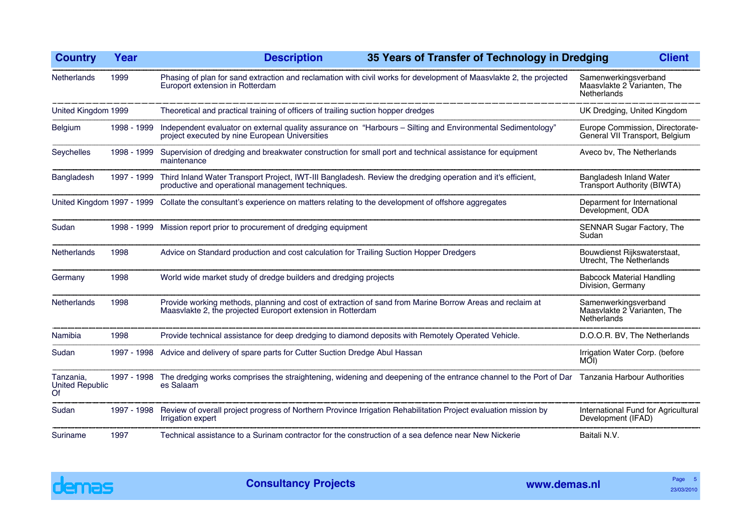| Country | Year | Description | Client |
|---|---|---|---|
| Netherlands | 1999 | Phasing of plan for sand extraction and reclamation with civil works for development of Maasvlakte 2, the projected Europort extension in Rotterdam | Samenwerkingsverband Maasvlakte 2 Varianten, The Netherlands |
| United Kingdom | 1999 | Theoretical and practical training of officers of trailing suction hopper dredges | UK Dredging, United Kingdom |
| Belgium | 1998 - 1999 | Independent evaluator on external quality assurance on "Harbours – Silting and Environmental Sedimentology" project executed by nine European Universities | Europe Commission, Directorate-General VII Transport, Belgium |
| Seychelles | 1998 - 1999 | Supervision of dredging and breakwater construction for small port and technical assistance for equipment maintenance | Aveco bv, The Netherlands |
| Bangladesh | 1997 - 1999 | Third Inland Water Transport Project, IWT-III Bangladesh. Review the dredging operation and it's efficient, productive and operational management techniques. | Bangladesh Inland Water Transport Authority (BIWTA) |
| United Kingdom | 1997 - 1999 | Collate the consultant's experience on matters relating to the development of offshore aggregates | Deparment for International Development, ODA |
| Sudan | 1998 - 1999 | Mission report prior to procurement of dredging equipment | SENNAR Sugar Factory, The Sudan |
| Netherlands | 1998 | Advice on Standard production and cost calculation for Trailing Suction Hopper Dredgers | Bouwdienst Rijkswaterstaat, Utrecht, The Netherlands |
| Germany | 1998 | World wide market study of dredge builders and dredging projects | Babcock Material Handling Division, Germany |
| Netherlands | 1998 | Provide working methods, planning and cost of extraction of sand from Marine Borrow Areas and reclaim at Maasvlakte 2, the projected Europort extension in Rotterdam | Samenwerkingsverband Maasvlakte 2 Varianten, The Netherlands |
| Namibia | 1998 | Provide technical assistance for deep dredging to diamond deposits with Remotely Operated Vehicle. | D.O.O.R. BV, The Netherlands |
| Sudan | 1997 - 1998 | Advice and delivery of spare parts for Cutter Suction Dredge Abul Hassan | Irrigation Water Corp. (before MOI) |
| Tanzania, United Republic Of | 1997 - 1998 | The dredging works comprises the straightening, widening and deepening of the entrance channel to the Port of Dar es Salaam | Tanzania Harbour Authorities |
| Sudan | 1997 - 1998 | Review of overall project progress of Northern Province Irrigation Rehabilitation Project evaluation mission by Irrigation expert | International Fund for Agricultural Development (IFAD) |
| Suriname | 1997 | Technical assistance to a Surinam contractor for the construction of a sea defence near New Nickerie | Baitali N.V. |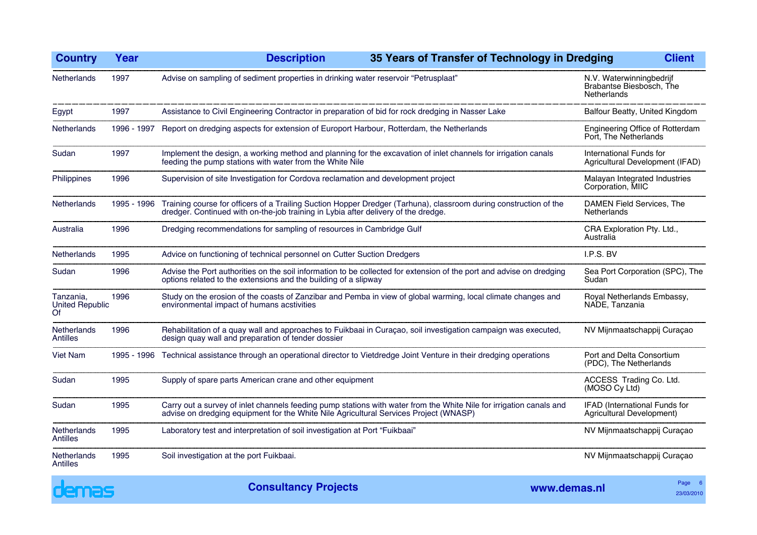| Country | Year | Description | Client |
|---|---|---|---|
| Netherlands | 1997 | Advise on sampling of sediment properties in drinking water reservoir "Petrusplaat" | N.V. Waterwinningbedrijf Brabantse Biesbosch, The Netherlands |
| Egypt | 1997 | Assistance to Civil Engineering Contractor in preparation of bid for rock dredging in Nasser Lake | Balfour Beatty, United Kingdom |
| Netherlands | 1996 - 1997 | Report on dredging aspects for extension of Europort Harbour, Rotterdam, the Netherlands | Engineering Office of Rotterdam Port, The Netherlands |
| Sudan | 1997 | Implement the design, a working method and planning for the excavation of inlet channels for irrigation canals feeding the pump stations with water from the White Nile | International Funds for Agricultural Development (IFAD) |
| Philippines | 1996 | Supervision of site Investigation for Cordova reclamation and development project | Malayan Integrated Industries Corporation, MIIC |
| Netherlands | 1995 - 1996 | Training course for officers of a Trailing Suction Hopper Dredger (Tarhuna), classroom during construction of the dredger. Continued with on-the-job training in Lybia after delivery of the dredge. | DAMEN Field Services, The Netherlands |
| Australia | 1996 | Dredging recommendations for sampling of resources in Cambridge Gulf | CRA Exploration Pty. Ltd., Australia |
| Netherlands | 1995 | Advice on functioning of technical personnel on Cutter Suction Dredgers | I.P.S. BV |
| Sudan | 1996 | Advise the Port authorities on the soil information to be collected for extension of the port and advise on dredging options related to the extensions and the building of a slipway | Sea Port Corporation (SPC), The Sudan |
| Tanzania, United Republic Of | 1996 | Study on the erosion of the coasts of Zanzibar and Pemba in view of global warming, local climate changes and environmental impact of humans acstivities | Royal Netherlands Embassy, NADE, Tanzania |
| Netherlands Antilles | 1996 | Rehabilitation of a quay wall and approaches to Fuikbaai in Curaçao, soil investigation campaign was executed, design quay wall and preparation of tender dossier | NV Mijnmaatschappij Curaçao |
| Viet Nam | 1995 - 1996 | Technical assistance through an operational director to Vietdredge Joint Venture in their dredging operations | Port and Delta Consortium (PDC), The Netherlands |
| Sudan | 1995 | Supply of spare parts American crane and other equipment | ACCESS Trading Co. Ltd. (MOSO Cy Ltd) |
| Sudan | 1995 | Carry out a survey of inlet channels feeding pump stations with water from the White Nile for irrigation canals and advise on dredging equipment for the White Nile Agricultural Services Project (WNASP) | IFAD (International Funds for Agricultural Development) |
| Netherlands Antilles | 1995 | Laboratory test and interpretation of soil investigation at Port "Fuikbaai" | NV Mijnmaatschappij Curaçao |
| Netherlands Antilles | 1995 | Soil investigation at the port Fuikbaai. | NV Mijnmaatschappij Curaçao |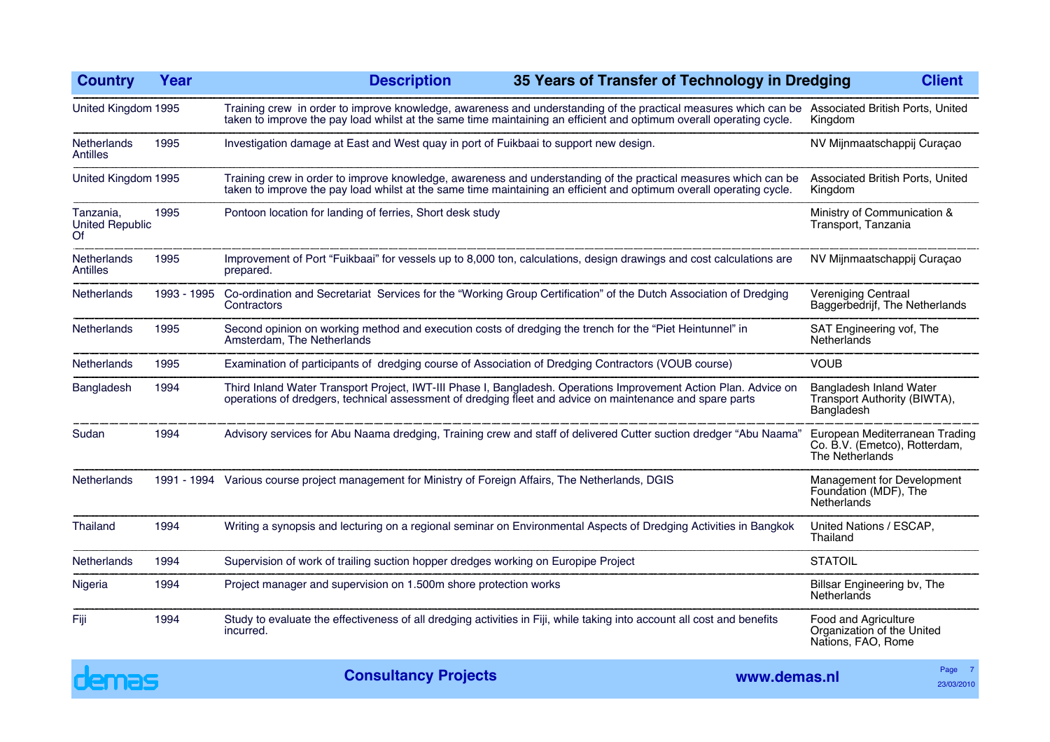| Country | Year | Description | Client |
|---|---|---|---|
| United Kingdom | 1995 | Training crew in order to improve knowledge, awareness and understanding of the practical measures which can be taken to improve the pay load whilst at the same time maintaining an efficient and optimum overall operating cycle. | Associated British Ports, United Kingdom |
| Netherlands Antilles | 1995 | Investigation damage at East and West quay in port of Fuikbaai to support new design. | NV Mijnmaatschappij Curaçao |
| United Kingdom | 1995 | Training crew in order to improve knowledge, awareness and understanding of the practical measures which can be taken to improve the pay load whilst at the same time maintaining an efficient and optimum overall operating cycle. | Associated British Ports, United Kingdom |
| Tanzania, United Republic Of | 1995 | Pontoon location for landing of ferries, Short desk study | Ministry of Communication & Transport, Tanzania |
| Netherlands Antilles | 1995 | Improvement of Port "Fuikbaai" for vessels up to 8,000 ton, calculations, design drawings and cost calculations are prepared. | NV Mijnmaatschappij Curaçao |
| Netherlands | 1993 - 1995 | Co-ordination and Secretariat Services for the "Working Group Certification" of the Dutch Association of Dredging Contractors | Vereniging Centraal Baggerbedrijf, The Netherlands |
| Netherlands | 1995 | Second opinion on working method and execution costs of dredging the trench for the "Piet Heintunnel" in Amsterdam, The Netherlands | SAT Engineering vof, The Netherlands |
| Netherlands | 1995 | Examination of participants of dredging course of Association of Dredging Contractors (VOUB course) | VOUB |
| Bangladesh | 1994 | Third Inland Water Transport Project, IWT-III Phase I, Bangladesh. Operations Improvement Action Plan. Advice on operations of dredgers, technical assessment of dredging fleet and advice on maintenance and spare parts | Bangladesh Inland Water Transport Authority (BIWTA), Bangladesh |
| Sudan | 1994 | Advisory services for Abu Naama dredging, Training crew and staff of delivered Cutter suction dredger "Abu Naama" | European Mediterranean Trading Co. B.V. (Emetco), Rotterdam, The Netherlands |
| Netherlands | 1991 - 1994 | Various course project management for Ministry of Foreign Affairs, The Netherlands, DGIS | Management for Development Foundation (MDF), The Netherlands |
| Thailand | 1994 | Writing a synopsis and lecturing on a regional seminar on Environmental Aspects of Dredging Activities in Bangkok | United Nations / ESCAP, Thailand |
| Netherlands | 1994 | Supervision of work of trailing suction hopper dredges working on Europipe Project | STATOIL |
| Nigeria | 1994 | Project manager and supervision on 1.500m shore protection works | Billsar Engineering bv, The Netherlands |
| Fiji | 1994 | Study to evaluate the effectiveness of all dredging activities in Fiji, while taking into account all cost and benefits incurred. | Food and Agriculture Organization of the United Nations, FAO, Rome |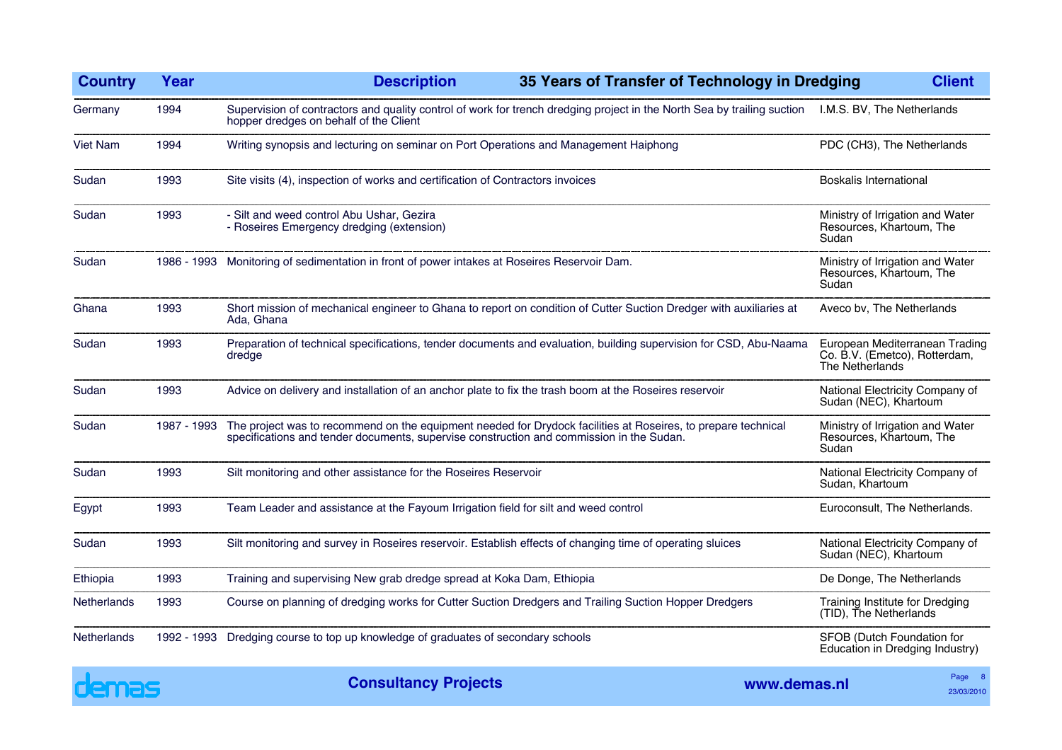| Country | Year | Description | Client |
|---|---|---|---|
| Germany | 1994 | Supervision of contractors and quality control of work for trench dredging project in the North Sea by trailing suction hopper dredges on behalf of the Client | I.M.S. BV, The Netherlands |
| Viet Nam | 1994 | Writing synopsis and lecturing on seminar on Port Operations and Management Haiphong | PDC (CH3), The Netherlands |
| Sudan | 1993 | Site visits (4), inspection of works and certification of Contractors invoices | Boskalis International |
| Sudan | 1993 | - Silt and weed control Abu Ushar, Gezira<br>- Roseires Emergency dredging (extension) | Ministry of Irrigation and Water Resources, Khartoum, The Sudan |
| Sudan | 1986 - 1993 | Monitoring of sedimentation in front of power intakes at Roseires Reservoir Dam. | Ministry of Irrigation and Water Resources, Khartoum, The Sudan |
| Ghana | 1993 | Short mission of mechanical engineer to Ghana to report on condition of Cutter Suction Dredger with auxiliaries at Ada, Ghana | Aveco bv, The Netherlands |
| Sudan | 1993 | Preparation of technical specifications, tender documents and evaluation, building supervision for CSD, Abu-Naama dredge | European Mediterranean Trading Co. B.V. (Emetco), Rotterdam, The Netherlands |
| Sudan | 1993 | Advice on delivery and installation of an anchor plate to fix the trash boom at the Roseires reservoir | National Electricity Company of Sudan (NEC), Khartoum |
| Sudan | 1987 - 1993 | The project was to recommend on the equipment needed for Drydock facilities at Roseires, to prepare technical specifications and tender documents, supervise construction and commission in the Sudan. | Ministry of Irrigation and Water Resources, Khartoum, The Sudan |
| Sudan | 1993 | Silt monitoring and other assistance for the Roseires Reservoir | National Electricity Company of Sudan, Khartoum |
| Egypt | 1993 | Team Leader and assistance at the Fayoum Irrigation field for silt and weed control | Euroconsult, The Netherlands. |
| Sudan | 1993 | Silt monitoring and survey in Roseires reservoir. Establish effects of changing time of operating sluices | National Electricity Company of Sudan (NEC), Khartoum |
| Ethiopia | 1993 | Training and supervising New grab dredge spread at Koka Dam, Ethiopia | De Donge, The Netherlands |
| Netherlands | 1993 | Course on planning of dredging works for Cutter Suction Dredgers and Trailing Suction Hopper Dredgers | Training Institute for Dredging (TID), The Netherlands |
| Netherlands | 1992 - 1993 | Dredging course to top up knowledge of graduates of secondary schools | SFOB (Dutch Foundation for Education in Dredging Industry) |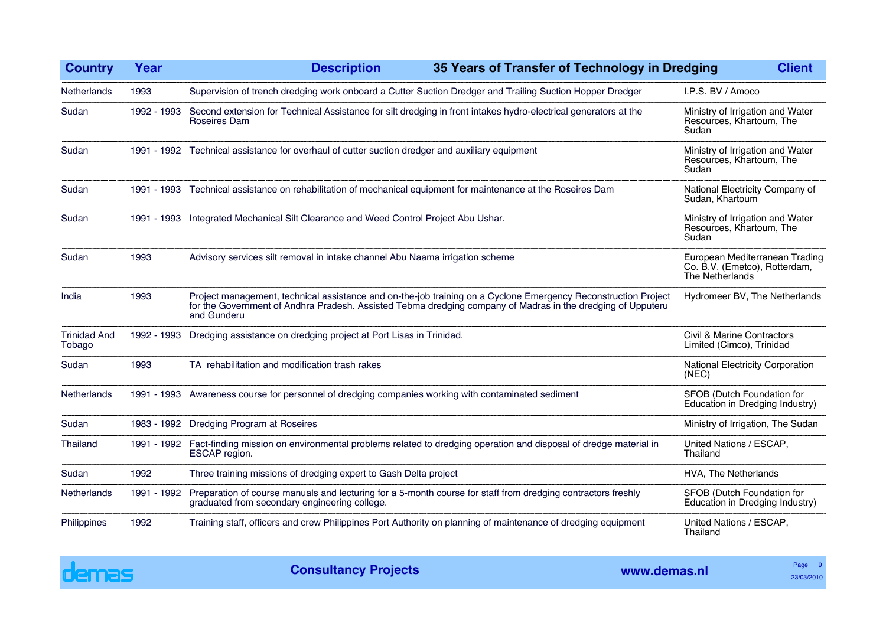| Country | Year | Description | Client |
|---|---|---|---|
| Netherlands | 1993 | Supervision of trench dredging work onboard a Cutter Suction Dredger and Trailing Suction Hopper Dredger | I.P.S. BV / Amoco |
| Sudan | 1992 - 1993 | Second extension for Technical Assistance for silt dredging in front intakes hydro-electrical generators at the Roseires Dam | Ministry of Irrigation and Water Resources, Khartoum, The Sudan |
| Sudan | 1991 - 1992 | Technical assistance for overhaul of cutter suction dredger and auxiliary equipment | Ministry of Irrigation and Water Resources, Khartoum, The Sudan |
| Sudan | 1991 - 1993 | Technical assistance on rehabilitation of mechanical equipment for maintenance at the Roseires Dam | National Electricity Company of Sudan, Khartoum |
| Sudan | 1991 - 1993 | Integrated Mechanical Silt Clearance and Weed Control Project Abu Ushar. | Ministry of Irrigation and Water Resources, Khartoum, The Sudan |
| Sudan | 1993 | Advisory services silt removal in intake channel Abu Naama irrigation scheme | European Mediterranean Trading Co. B.V. (Emetco), Rotterdam, The Netherlands |
| India | 1993 | Project management, technical assistance and on-the-job training on a Cyclone Emergency Reconstruction Project for the Government of Andhra Pradesh. Assisted Tebma dredging company of Madras in the dredging of Upputeru and Gunderu | Hydromeer BV, The Netherlands |
| Trinidad And Tobago | 1992 - 1993 | Dredging assistance on dredging project at Port Lisas in Trinidad. | Civil & Marine Contractors Limited (Cimco), Trinidad |
| Sudan | 1993 | TA rehabilitation and modification trash rakes | National Electricity Corporation (NEC) |
| Netherlands | 1991 - 1993 | Awareness course for personnel of dredging companies working with contaminated sediment | SFOB (Dutch Foundation for Education in Dredging Industry) |
| Sudan | 1983 - 1992 | Dredging Program at Roseires | Ministry of Irrigation, The Sudan |
| Thailand | 1991 - 1992 | Fact-finding mission on environmental problems related to dredging operation and disposal of dredge material in ESCAP region. | United Nations / ESCAP, Thailand |
| Sudan | 1992 | Three training missions of dredging expert to Gash Delta project | HVA, The Netherlands |
| Netherlands | 1991 - 1992 | Preparation of course manuals and lecturing for a 5-month course for staff from dredging contractors freshly graduated from secondary engineering college. | SFOB (Dutch Foundation for Education in Dredging Industry) |
| Philippines | 1992 | Training staff, officers and crew Philippines Port Authority on planning of maintenance of dredging equipment | United Nations / ESCAP, Thailand |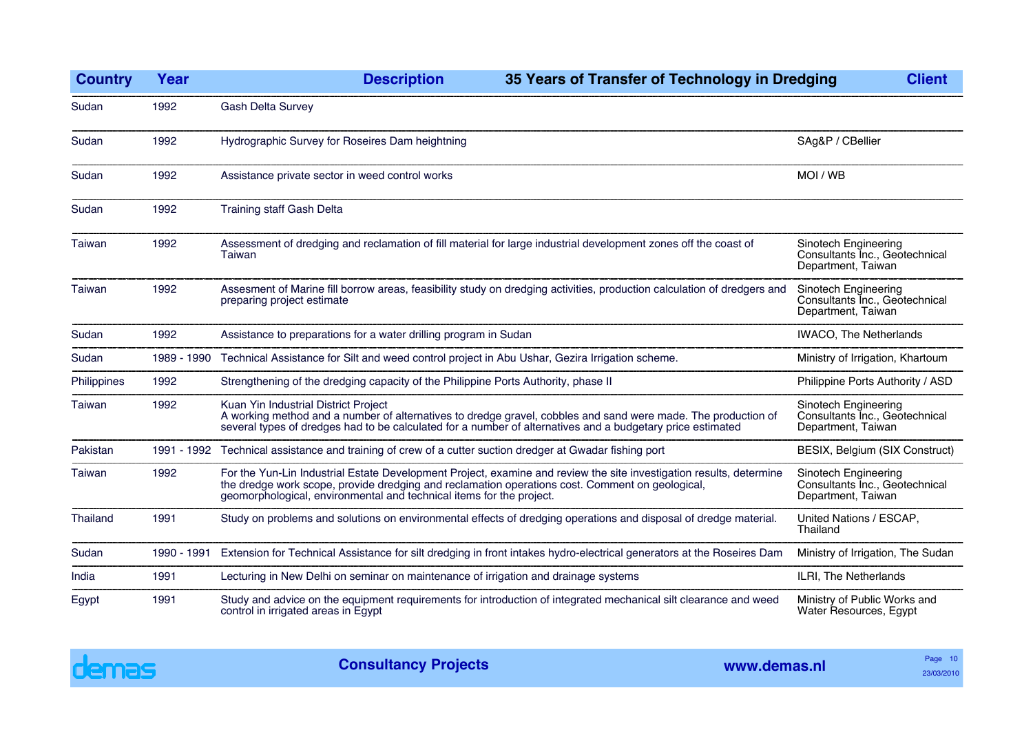| Country | Year | Description — 35 Years of Transfer of Technology in Dredging | Client |
|---|---|---|---|
| Sudan | 1992 | Gash Delta Survey | |
| Sudan | 1992 | Hydrographic Survey for Roseires Dam heightning | SAg&P / CBellier |
| Sudan | 1992 | Assistance private sector in weed control works | MOI / WB |
| Sudan | 1992 | Training staff Gash Delta | |
| Taiwan | 1992 | Assessment of dredging and reclamation of fill material for large industrial development zones off the coast of Taiwan | Sinotech Engineering Consultants Inc., Geotechnical Department, Taiwan |
| Taiwan | 1992 | Assesment of Marine fill borrow areas, feasibility study on dredging activities, production calculation of dredgers and preparing project estimate | Sinotech Engineering Consultants Inc., Geotechnical Department, Taiwan |
| Sudan | 1992 | Assistance to preparations for a water drilling program in Sudan | IWACO, The Netherlands |
| Sudan | 1989 - 1990 | Technical Assistance for Silt and weed control project in Abu Ushar, Gezira Irrigation scheme. | Ministry of Irrigation, Khartoum |
| Philippines | 1992 | Strengthening of the dredging capacity of the Philippine Ports Authority, phase II | Philippine Ports Authority / ASD |
| Taiwan | 1992 | Kuan Yin Industrial District Project<br>A working method and a number of alternatives to dredge gravel, cobbles and sand were made. The production of several types of dredges had to be calculated for a number of alternatives and a budgetary price estimated | Sinotech Engineering Consultants Inc., Geotechnical Department, Taiwan |
| Pakistan | 1991 - 1992 | Technical assistance and training of crew of a cutter suction dredger at Gwadar fishing port | BESIX, Belgium (SIX Construct) |
| Taiwan | 1992 | For the Yun-Lin Industrial Estate Development Project, examine and review the site investigation results, determine the dredge work scope, provide dredging and reclamation operations cost. Comment on geological, geomorphological, environmental and technical items for the project. | Sinotech Engineering Consultants Inc., Geotechnical Department, Taiwan |
| Thailand | 1991 | Study on problems and solutions on environmental effects of dredging operations and disposal of dredge material. | United Nations / ESCAP, Thailand |
| Sudan | 1990 - 1991 | Extension for Technical Assistance for silt dredging in front intakes hydro-electrical generators at the Roseires Dam | Ministry of Irrigation, The Sudan |
| India | 1991 | Lecturing in New Delhi on seminar on maintenance of irrigation and drainage systems | ILRI, The Netherlands |
| Egypt | 1991 | Study and advice on the equipment requirements for introduction of integrated mechanical silt clearance and weed control in irrigated areas in Egypt | Ministry of Public Works and Water Resources, Egypt |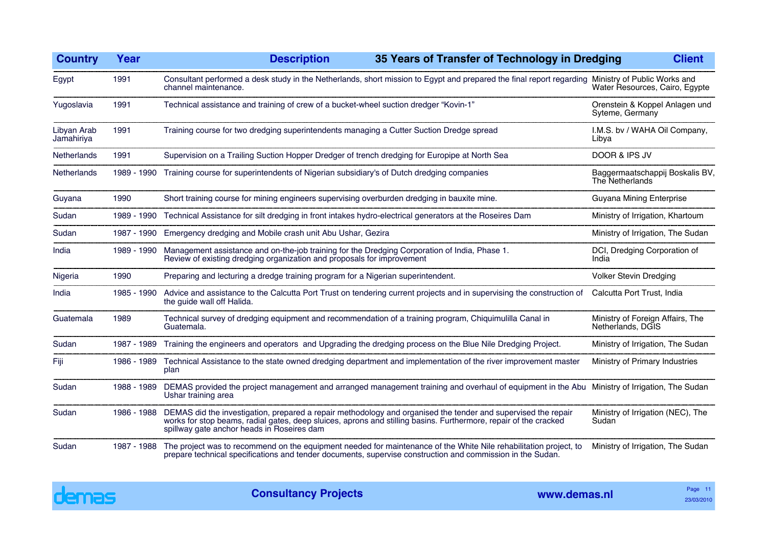| Country | Year | Description — 35 Years of Transfer of Technology in Dredging | Client |
|---|---|---|---|
| Egypt | 1991 | Consultant performed a desk study in the Netherlands, short mission to Egypt and prepared the final report regarding channel maintenance. | Ministry of Public Works and Water Resources, Cairo, Egypte |
| Yugoslavia | 1991 | Technical assistance and training of crew of a bucket-wheel suction dredger "Kovin-1" | Orenstein & Koppel Anlagen und Syteme, Germany |
| Libyan Arab Jamahiriya | 1991 | Training course for two dredging superintendents managing a Cutter Suction Dredge spread | I.M.S. bv / WAHA Oil Company, Libya |
| Netherlands | 1991 | Supervision on a Trailing Suction Hopper Dredger of trench dredging for Europipe at North Sea | DOOR & IPS JV |
| Netherlands | 1989 - 1990 | Training course for superintendents of Nigerian subsidiary's of Dutch dredging companies | Baggermaatschappij Boskalis BV, The Netherlands |
| Guyana | 1990 | Short training course for mining engineers supervising overburden dredging in bauxite mine. | Guyana Mining Enterprise |
| Sudan | 1989 - 1990 | Technical Assistance for silt dredging in front intakes hydro-electrical generators at the Roseires Dam | Ministry of Irrigation, Khartoum |
| Sudan | 1987 - 1990 | Emergency dredging and Mobile crash unit Abu Ushar, Gezira | Ministry of Irrigation, The Sudan |
| India | 1989 - 1990 | Management assistance and on-the-job training for the Dredging Corporation of India, Phase 1. Review of existing dredging organization and proposals for improvement | DCI, Dredging Corporation of India |
| Nigeria | 1990 | Preparing and lecturing a dredge training program for a Nigerian superintendent. | Volker Stevin Dredging |
| India | 1985 - 1990 | Advice and assistance to the Calcutta Port Trust on tendering current projects and in supervising the construction of the guide wall off Halida. | Calcutta Port Trust, India |
| Guatemala | 1989 | Technical survey of dredging equipment and recommendation of a training program, Chiquimulilla Canal in Guatemala. | Ministry of Foreign Affairs, The Netherlands, DGIS |
| Sudan | 1987 - 1989 | Training the engineers and operators and Upgrading the dredging process on the Blue Nile Dredging Project. | Ministry of Irrigation, The Sudan |
| Fiji | 1986 - 1989 | Technical Assistance to the state owned dredging department and implementation of the river improvement master plan | Ministry of Primary Industries |
| Sudan | 1988 - 1989 | DEMAS provided the project management and arranged management training and overhaul of equipment in the Abu Ushar training area | Ministry of Irrigation, The Sudan |
| Sudan | 1986 - 1988 | DEMAS did the investigation, prepared a repair methodology and organised the tender and supervised the repair works for stop beams, radial gates, deep sluices, aprons and stilling basins. Furthermore, repair of the cracked spillway gate anchor heads in Roseires dam | Ministry of Irrigation (NEC), The Sudan |
| Sudan | 1987 - 1988 | The project was to recommend on the equipment needed for maintenance of the White Nile rehabilitation project, to prepare technical specifications and tender documents, supervise construction and commission in the Sudan. | Ministry of Irrigation, The Sudan |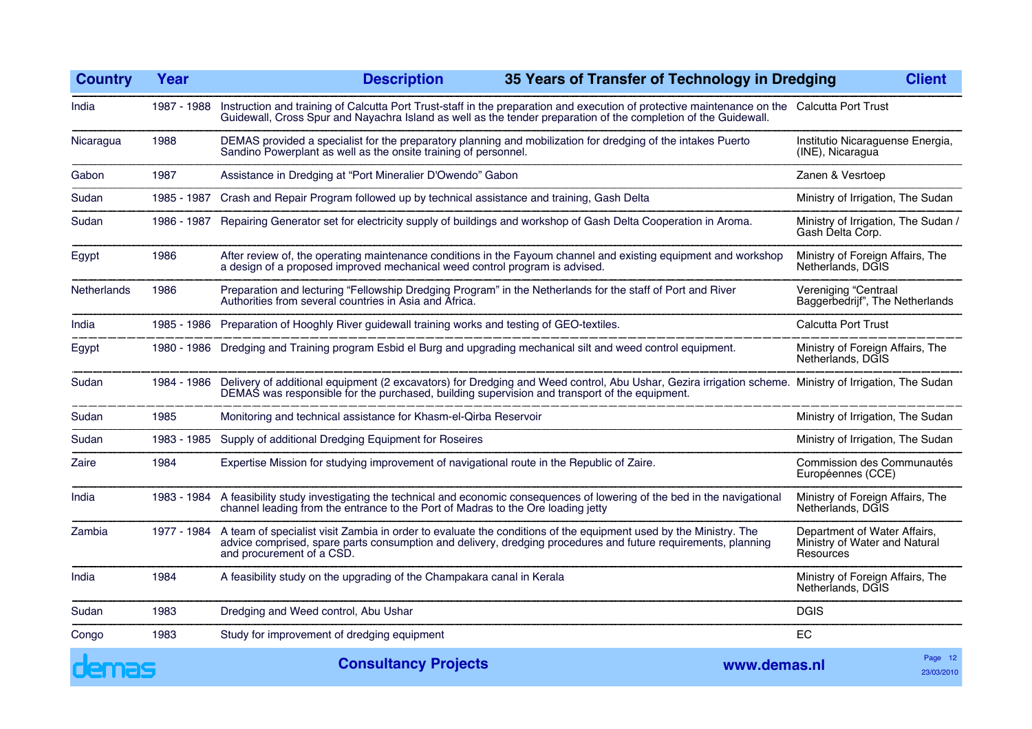## 35 Years of Transfer of Technology in Dredging

| Country | Year | Description | Client |
|---|---|---|---|
| India | 1987 - 1988 | Instruction and training of Calcutta Port Trust-staff in the preparation and execution of protective maintenance on the Guidewall, Cross Spur and Nayachra Island as well as the tender preparation of the completion of the Guidewall. | Calcutta Port Trust |
| Nicaragua | 1988 | DEMAS provided a specialist for the preparatory planning and mobilization for dredging of the intakes Puerto Sandino Powerplant as well as the onsite training of personnel. | Institutio Nicaraguense Energia, (INE), Nicaragua |
| Gabon | 1987 | Assistance in Dredging at "Port Mineralier D'Owendo" Gabon | Zanen & Vesrtoep |
| Sudan | 1985 - 1987 | Crash and Repair Program followed up by technical assistance and training, Gash Delta | Ministry of Irrigation, The Sudan |
| Sudan | 1986 - 1987 | Repairing Generator set for electricity supply of buildings and workshop of Gash Delta Cooperation in Aroma. | Ministry of Irrigation, The Sudan / Gash Delta Corp. |
| Egypt | 1986 | After review of, the operating maintenance conditions in the Fayoum channel and existing equipment and workshop a design of a proposed improved mechanical weed control program is advised. | Ministry of Foreign Affairs, The Netherlands, DGIS |
| Netherlands | 1986 | Preparation and lecturing "Fellowship Dredging Program" in the Netherlands for the staff of Port and River Authorities from several countries in Asia and Africa. | Vereniging "Centraal Baggerbedrijf", The Netherlands |
| India | 1985 - 1986 | Preparation of Hooghly River guidewall training works and testing of GEO-textiles. | Calcutta Port Trust |
| Egypt | 1980 - 1986 | Dredging and Training program Esbid el Burg and upgrading mechanical silt and weed control equipment. | Ministry of Foreign Affairs, The Netherlands, DGIS |
| Sudan | 1984 - 1986 | Delivery of additional equipment (2 excavators) for Dredging and Weed control, Abu Ushar, Gezira irrigation scheme. DEMAS was responsible for the purchased, building supervision and transport of the equipment. | Ministry of Irrigation, The Sudan |
| Sudan | 1985 | Monitoring and technical assistance for Khasm-el-Qirba Reservoir | Ministry of Irrigation, The Sudan |
| Sudan | 1983 - 1985 | Supply of additional Dredging Equipment for Roseires | Ministry of Irrigation, The Sudan |
| Zaire | 1984 | Expertise Mission for studying improvement of navigational route in the Republic of Zaire. | Commission des Communautés Européennes (CCE) |
| India | 1983 - 1984 | A feasibility study investigating the technical and economic consequences of lowering of the bed in the navigational channel leading from the entrance to the Port of Madras to the Ore loading jetty | Ministry of Foreign Affairs, The Netherlands, DGIS |
| Zambia | 1977 - 1984 | A team of specialist visit Zambia in order to evaluate the conditions of the equipment used by the Ministry. The advice comprised, spare parts consumption and delivery, dredging procedures and future requirements, planning and procurement of a CSD. | Department of Water Affairs, Ministry of Water and Natural Resources |
| India | 1984 | A feasibility study on the upgrading of the Champakara canal in Kerala | Ministry of Foreign Affairs, The Netherlands, DGIS |
| Sudan | 1983 | Dredging and Weed control, Abu Ushar | DGIS |
| Congo | 1983 | Study for improvement of dredging equipment | EC |

demas — Consultancy Projects — www.demas.nl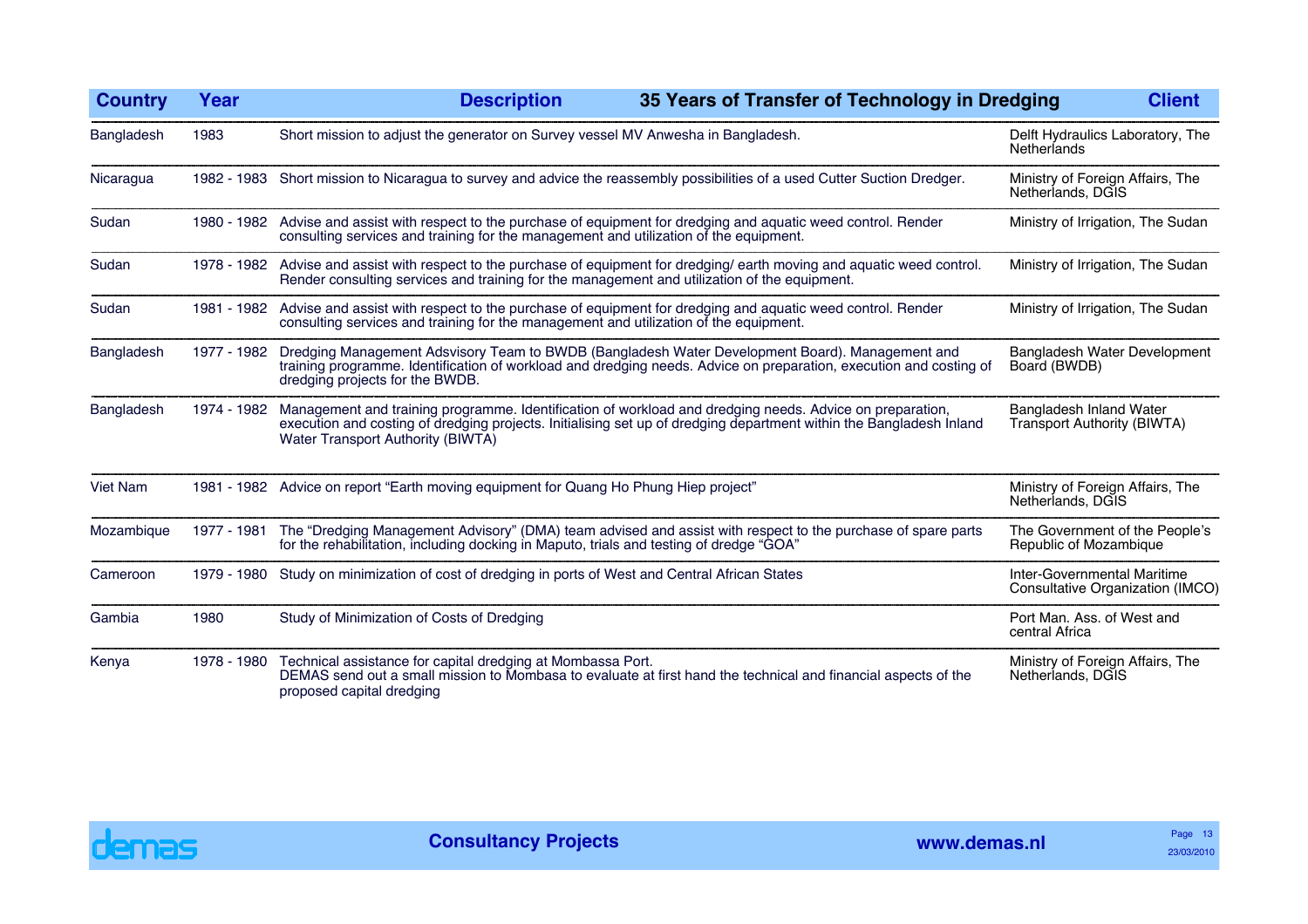## 35 Years of Transfer of Technology in Dredging

| Country | Year | Description | Client |
| --- | --- | --- | --- |
| Bangladesh | 1983 | Short mission to adjust the generator on Survey vessel MV Anwesha in Bangladesh. | Delft Hydraulics Laboratory, The Netherlands |
| Nicaragua | 1982 - 1983 | Short mission to Nicaragua to survey and advice the reassembly possibilities of a used Cutter Suction Dredger. | Ministry of Foreign Affairs, The Netherlands, DGIS |
| Sudan | 1980 - 1982 | Advise and assist with respect to the purchase of equipment for dredging and aquatic weed control. Render consulting services and training for the management and utilization of the equipment. | Ministry of Irrigation, The Sudan |
| Sudan | 1978 - 1982 | Advise and assist with respect to the purchase of equipment for dredging/ earth moving and aquatic weed control. Render consulting services and training for the management and utilization of the equipment. | Ministry of Irrigation, The Sudan |
| Sudan | 1981 - 1982 | Advise and assist with respect to the purchase of equipment for dredging and aquatic weed control. Render consulting services and training for the management and utilization of the equipment. | Ministry of Irrigation, The Sudan |
| Bangladesh | 1977 - 1982 | Dredging Management Adsvisory Team to BWDB (Bangladesh Water Development Board). Management and training programme. Identification of workload and dredging needs. Advice on preparation, execution and costing of dredging projects for the BWDB. | Bangladesh Water Development Board (BWDB) |
| Bangladesh | 1974 - 1982 | Management and training programme. Identification of workload and dredging needs. Advice on preparation, execution and costing of dredging projects. Initialising set up of dredging department within the Bangladesh Inland Water Transport Authority (BIWTA) | Bangladesh Inland Water Transport Authority (BIWTA) |
| Viet Nam | 1981 - 1982 | Advice on report "Earth moving equipment for Quang Ho Phung Hiep project" | Ministry of Foreign Affairs, The Netherlands, DGIS |
| Mozambique | 1977 - 1981 | The "Dredging Management Advisory" (DMA) team advised and assist with respect to the purchase of spare parts for the rehabilitation, including docking in Maputo, trials and testing of dredge "GOA" | The Government of the People's Republic of Mozambique |
| Cameroon | 1979 - 1980 | Study on minimization of cost of dredging in ports of West and Central African States | Inter-Governmental Maritime Consultative Organization (IMCO) |
| Gambia | 1980 | Study of Minimization of Costs of Dredging | Port Man. Ass. of West and central Africa |
| Kenya | 1978 - 1980 | Technical assistance for capital dredging at Mombassa Port. DEMAS send out a small mission to Mombasa to evaluate at first hand the technical and financial aspects of the proposed capital dredging | Ministry of Foreign Affairs, The Netherlands, DGIS |